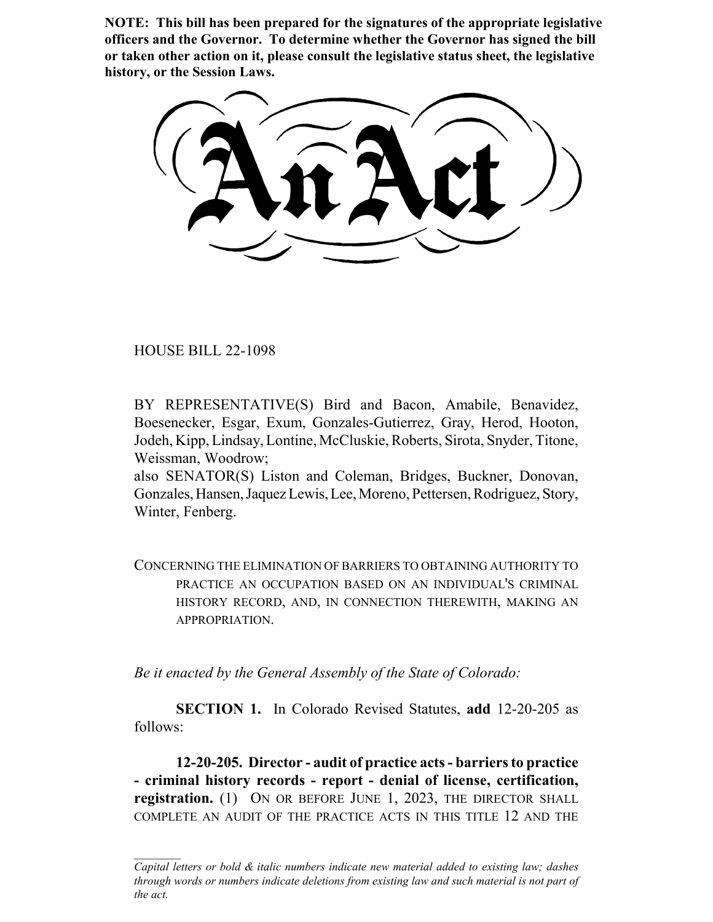**NOTE: This bill has been prepared for the signatures of the appropriate legislative officers and the Governor. To determine whether the Governor has signed the bill or taken other action on it, please consult the legislative status sheet, the legislative history, or the Session Laws.**

# An Act

HOUSE BILL 22-1098

BY REPRESENTATIVE(S) Bird and Bacon, Amabile, Benavidez, Boesenecker, Esgar, Exum, Gonzales-Gutierrez, Gray, Herod, Hooton, Jodeh, Kipp, Lindsay, Lontine, McCluskie, Roberts, Sirota, Snyder, Titone, Weissman, Woodrow;
also SENATOR(S) Liston and Coleman, Bridges, Buckner, Donovan, Gonzales, Hansen, Jaquez Lewis, Lee, Moreno, Pettersen, Rodriguez, Story, Winter, Fenberg.

CONCERNING THE ELIMINATION OF BARRIERS TO OBTAINING AUTHORITY TO PRACTICE AN OCCUPATION BASED ON AN INDIVIDUAL'S CRIMINAL HISTORY RECORD, AND, IN CONNECTION THEREWITH, MAKING AN APPROPRIATION.

*Be it enacted by the General Assembly of the State of Colorado:*

**SECTION 1.** In Colorado Revised Statutes, **add** 12-20-205 as follows:

**12-20-205. Director - audit of practice acts - barriers to practice - criminal history records - report - denial of license, certification, registration.** (1) ON OR BEFORE JUNE 1, 2023, THE DIRECTOR SHALL COMPLETE AN AUDIT OF THE PRACTICE ACTS IN THIS TITLE 12 AND THE

*Capital letters or bold & italic numbers indicate new material added to existing law; dashes through words or numbers indicate deletions from existing law and such material is not part of the act.*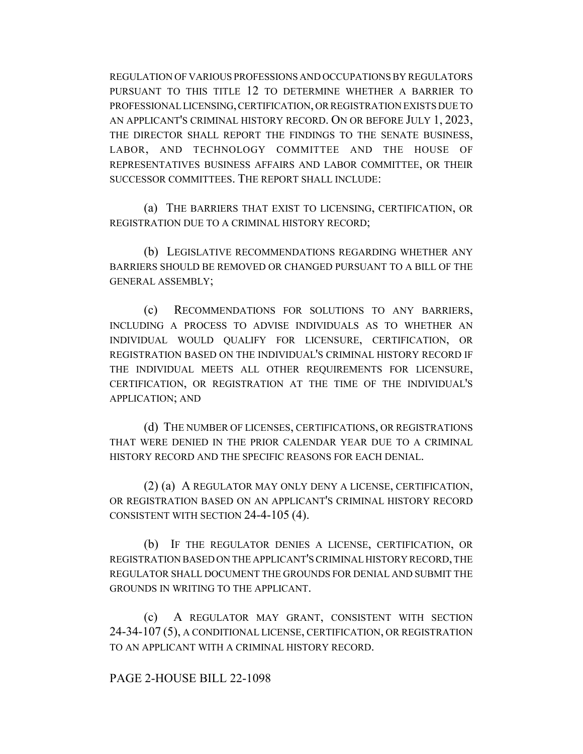REGULATION OF VARIOUS PROFESSIONS AND OCCUPATIONS BY REGULATORS PURSUANT TO THIS TITLE 12 TO DETERMINE WHETHER A BARRIER TO PROFESSIONAL LICENSING, CERTIFICATION, OR REGISTRATION EXISTS DUE TO AN APPLICANT'S CRIMINAL HISTORY RECORD. ON OR BEFORE JULY 1, 2023, THE DIRECTOR SHALL REPORT THE FINDINGS TO THE SENATE BUSINESS, LABOR, AND TECHNOLOGY COMMITTEE AND THE HOUSE OF REPRESENTATIVES BUSINESS AFFAIRS AND LABOR COMMITTEE, OR THEIR SUCCESSOR COMMITTEES. THE REPORT SHALL INCLUDE:

(a) THE BARRIERS THAT EXIST TO LICENSING, CERTIFICATION, OR REGISTRATION DUE TO A CRIMINAL HISTORY RECORD;

(b) LEGISLATIVE RECOMMENDATIONS REGARDING WHETHER ANY BARRIERS SHOULD BE REMOVED OR CHANGED PURSUANT TO A BILL OF THE GENERAL ASSEMBLY;

(c) RECOMMENDATIONS FOR SOLUTIONS TO ANY BARRIERS, INCLUDING A PROCESS TO ADVISE INDIVIDUALS AS TO WHETHER AN INDIVIDUAL WOULD QUALIFY FOR LICENSURE, CERTIFICATION, OR REGISTRATION BASED ON THE INDIVIDUAL'S CRIMINAL HISTORY RECORD IF THE INDIVIDUAL MEETS ALL OTHER REQUIREMENTS FOR LICENSURE, CERTIFICATION, OR REGISTRATION AT THE TIME OF THE INDIVIDUAL'S APPLICATION; AND

(d) THE NUMBER OF LICENSES, CERTIFICATIONS, OR REGISTRATIONS THAT WERE DENIED IN THE PRIOR CALENDAR YEAR DUE TO A CRIMINAL HISTORY RECORD AND THE SPECIFIC REASONS FOR EACH DENIAL.

(2) (a) A REGULATOR MAY ONLY DENY A LICENSE, CERTIFICATION, OR REGISTRATION BASED ON AN APPLICANT'S CRIMINAL HISTORY RECORD CONSISTENT WITH SECTION 24-4-105 (4).

(b) IF THE REGULATOR DENIES A LICENSE, CERTIFICATION, OR REGISTRATION BASED ON THE APPLICANT'S CRIMINAL HISTORY RECORD, THE REGULATOR SHALL DOCUMENT THE GROUNDS FOR DENIAL AND SUBMIT THE GROUNDS IN WRITING TO THE APPLICANT.

(c) A REGULATOR MAY GRANT, CONSISTENT WITH SECTION 24-34-107 (5), A CONDITIONAL LICENSE, CERTIFICATION, OR REGISTRATION TO AN APPLICANT WITH A CRIMINAL HISTORY RECORD.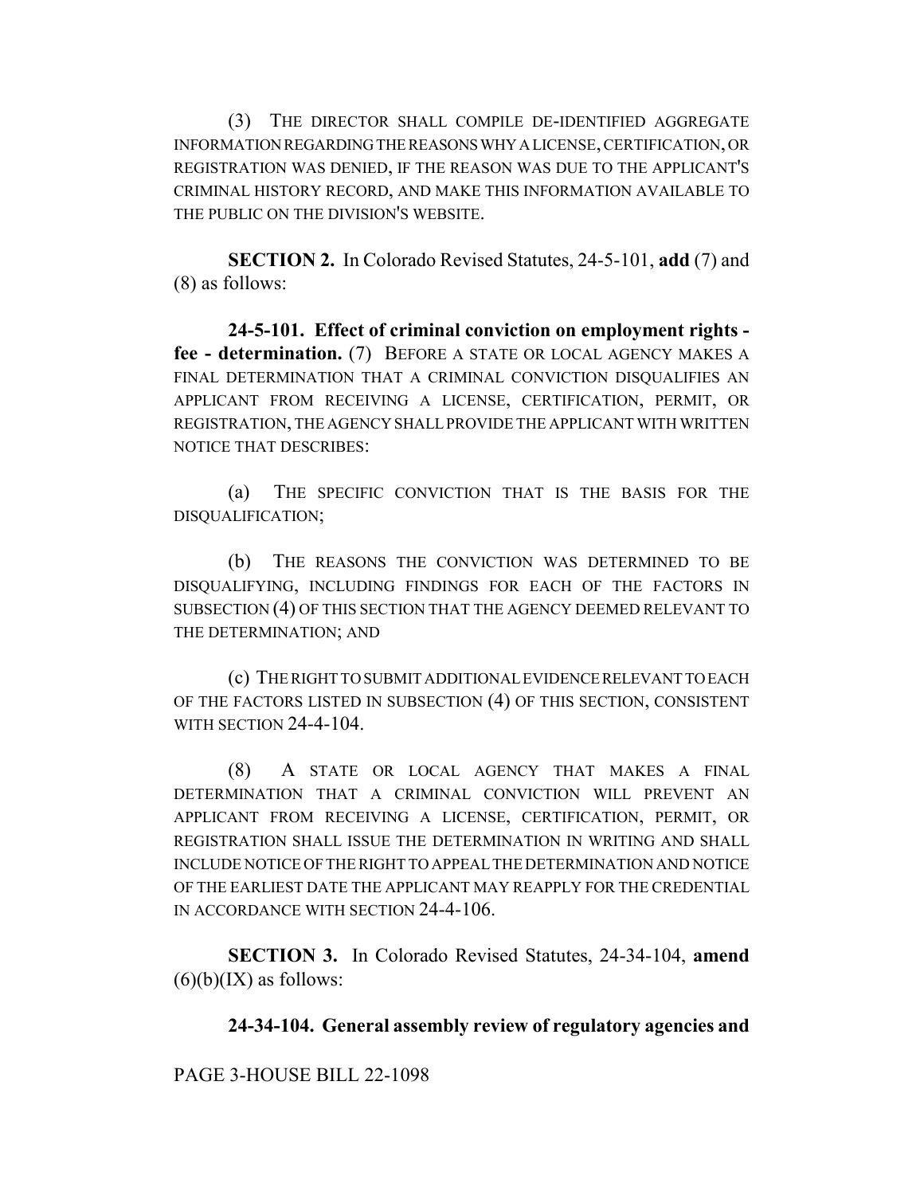(3) THE DIRECTOR SHALL COMPILE DE-IDENTIFIED AGGREGATE INFORMATION REGARDING THE REASONS WHY A LICENSE, CERTIFICATION, OR REGISTRATION WAS DENIED, IF THE REASON WAS DUE TO THE APPLICANT'S CRIMINAL HISTORY RECORD, AND MAKE THIS INFORMATION AVAILABLE TO THE PUBLIC ON THE DIVISION'S WEBSITE.

**SECTION 2.** In Colorado Revised Statutes, 24-5-101, **add** (7) and (8) as follows:

**24-5-101. Effect of criminal conviction on employment rights - fee - determination.** (7) BEFORE A STATE OR LOCAL AGENCY MAKES A FINAL DETERMINATION THAT A CRIMINAL CONVICTION DISQUALIFIES AN APPLICANT FROM RECEIVING A LICENSE, CERTIFICATION, PERMIT, OR REGISTRATION, THE AGENCY SHALL PROVIDE THE APPLICANT WITH WRITTEN NOTICE THAT DESCRIBES:

(a) THE SPECIFIC CONVICTION THAT IS THE BASIS FOR THE DISQUALIFICATION;

(b) THE REASONS THE CONVICTION WAS DETERMINED TO BE DISQUALIFYING, INCLUDING FINDINGS FOR EACH OF THE FACTORS IN SUBSECTION (4) OF THIS SECTION THAT THE AGENCY DEEMED RELEVANT TO THE DETERMINATION; AND

(c) THE RIGHT TO SUBMIT ADDITIONAL EVIDENCE RELEVANT TO EACH OF THE FACTORS LISTED IN SUBSECTION (4) OF THIS SECTION, CONSISTENT WITH SECTION 24-4-104.

(8) A STATE OR LOCAL AGENCY THAT MAKES A FINAL DETERMINATION THAT A CRIMINAL CONVICTION WILL PREVENT AN APPLICANT FROM RECEIVING A LICENSE, CERTIFICATION, PERMIT, OR REGISTRATION SHALL ISSUE THE DETERMINATION IN WRITING AND SHALL INCLUDE NOTICE OF THE RIGHT TO APPEAL THE DETERMINATION AND NOTICE OF THE EARLIEST DATE THE APPLICANT MAY REAPPLY FOR THE CREDENTIAL IN ACCORDANCE WITH SECTION 24-4-106.

**SECTION 3.** In Colorado Revised Statutes, 24-34-104, **amend** (6)(b)(IX) as follows:

**24-34-104. General assembly review of regulatory agencies and**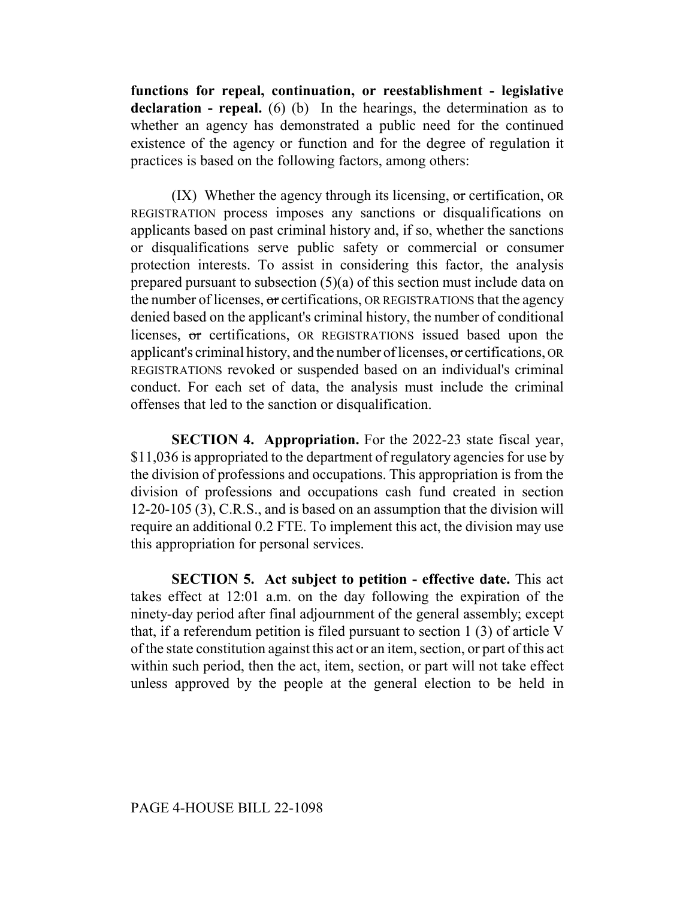**functions for repeal, continuation, or reestablishment - legislative declaration - repeal.** (6) (b) In the hearings, the determination as to whether an agency has demonstrated a public need for the continued existence of the agency or function and for the degree of regulation it practices is based on the following factors, among others:

(IX) Whether the agency through its licensing, ~~or~~ certification, OR REGISTRATION process imposes any sanctions or disqualifications on applicants based on past criminal history and, if so, whether the sanctions or disqualifications serve public safety or commercial or consumer protection interests. To assist in considering this factor, the analysis prepared pursuant to subsection (5)(a) of this section must include data on the number of licenses, ~~or~~ certifications, OR REGISTRATIONS that the agency denied based on the applicant's criminal history, the number of conditional licenses, ~~or~~ certifications, OR REGISTRATIONS issued based upon the applicant's criminal history, and the number of licenses, ~~or~~ certifications, OR REGISTRATIONS revoked or suspended based on an individual's criminal conduct. For each set of data, the analysis must include the criminal offenses that led to the sanction or disqualification.

**SECTION 4. Appropriation.** For the 2022-23 state fiscal year, $11,036 is appropriated to the department of regulatory agencies for use by the division of professions and occupations. This appropriation is from the division of professions and occupations cash fund created in section 12-20-105 (3), C.R.S., and is based on an assumption that the division will require an additional 0.2 FTE. To implement this act, the division may use this appropriation for personal services.

**SECTION 5. Act subject to petition - effective date.** This act takes effect at 12:01 a.m. on the day following the expiration of the ninety-day period after final adjournment of the general assembly; except that, if a referendum petition is filed pursuant to section 1 (3) of article V of the state constitution against this act or an item, section, or part of this act within such period, then the act, item, section, or part will not take effect unless approved by the people at the general election to be held in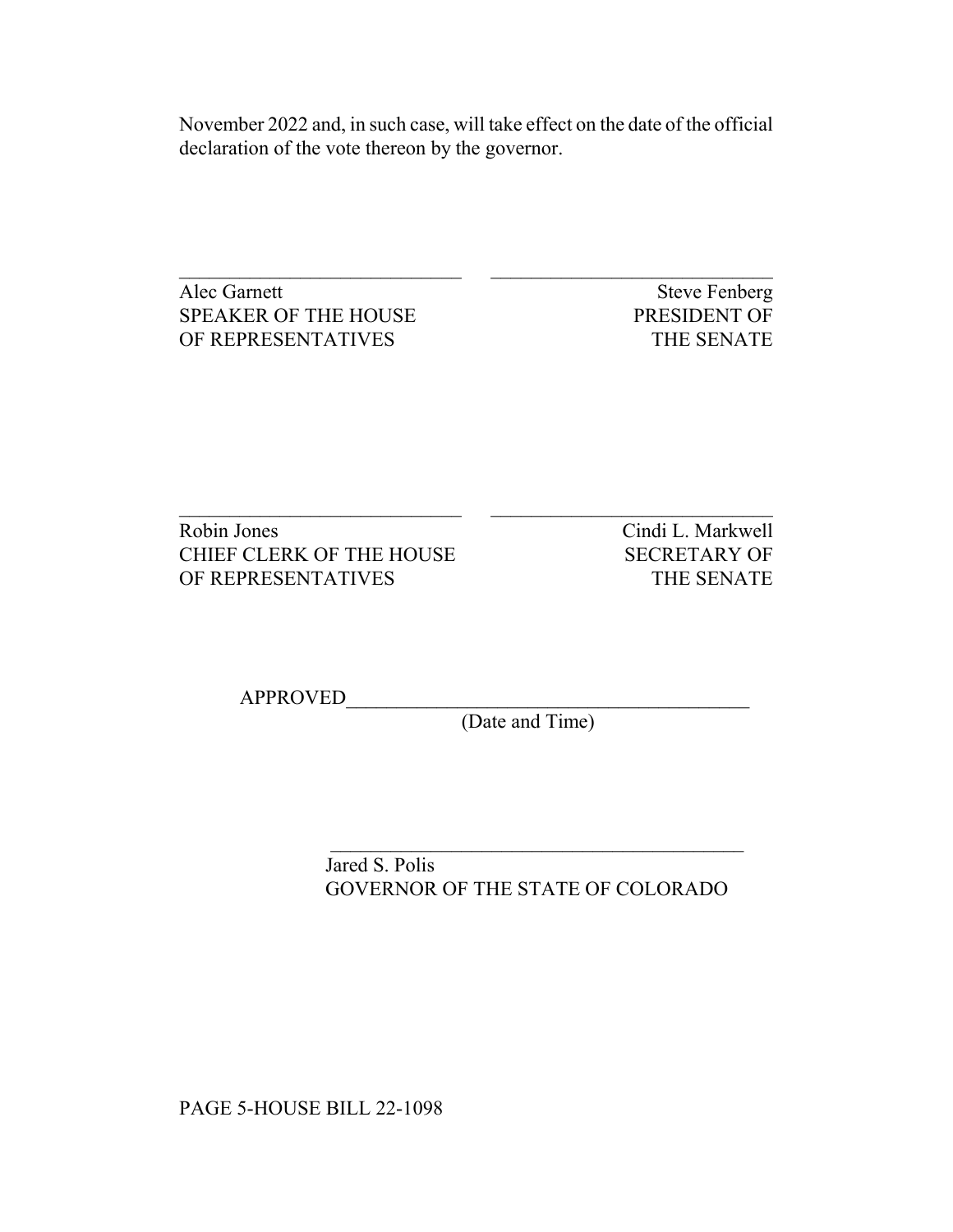November 2022 and, in such case, will take effect on the date of the official declaration of the vote thereon by the governor.

| | |
|---|---|
| \_\_\_\_\_\_\_\_\_\_\_\_\_\_\_\_\_\_\_\_\_\_\_\_\_\_\_\_ | \_\_\_\_\_\_\_\_\_\_\_\_\_\_\_\_\_\_\_\_\_\_\_\_\_\_\_\_ |
| Alec Garnett<br>SPEAKER OF THE HOUSE<br>OF REPRESENTATIVES | Steve Fenberg<br>PRESIDENT OF<br>THE SENATE |

| | |
|---|---|
| \_\_\_\_\_\_\_\_\_\_\_\_\_\_\_\_\_\_\_\_\_\_\_\_\_\_\_\_ | \_\_\_\_\_\_\_\_\_\_\_\_\_\_\_\_\_\_\_\_\_\_\_\_\_\_\_\_ |
| Robin Jones<br>CHIEF CLERK OF THE HOUSE<br>OF REPRESENTATIVES | Cindi L. Markwell<br>SECRETARY OF<br>THE SENATE |

APPROVED\_\_\_\_\_\_\_\_\_\_\_\_\_\_\_\_\_\_\_\_\_\_\_\_\_\_\_\_\_\_\_\_\_\_\_\_\_\_\_\_
(Date and Time)

\_\_\_\_\_\_\_\_\_\_\_\_\_\_\_\_\_\_\_\_\_\_\_\_\_\_\_\_\_\_\_\_\_\_\_\_\_\_\_\_\_\_
Jared S. Polis
GOVERNOR OF THE STATE OF COLORADO

PAGE 5-HOUSE BILL 22-1098